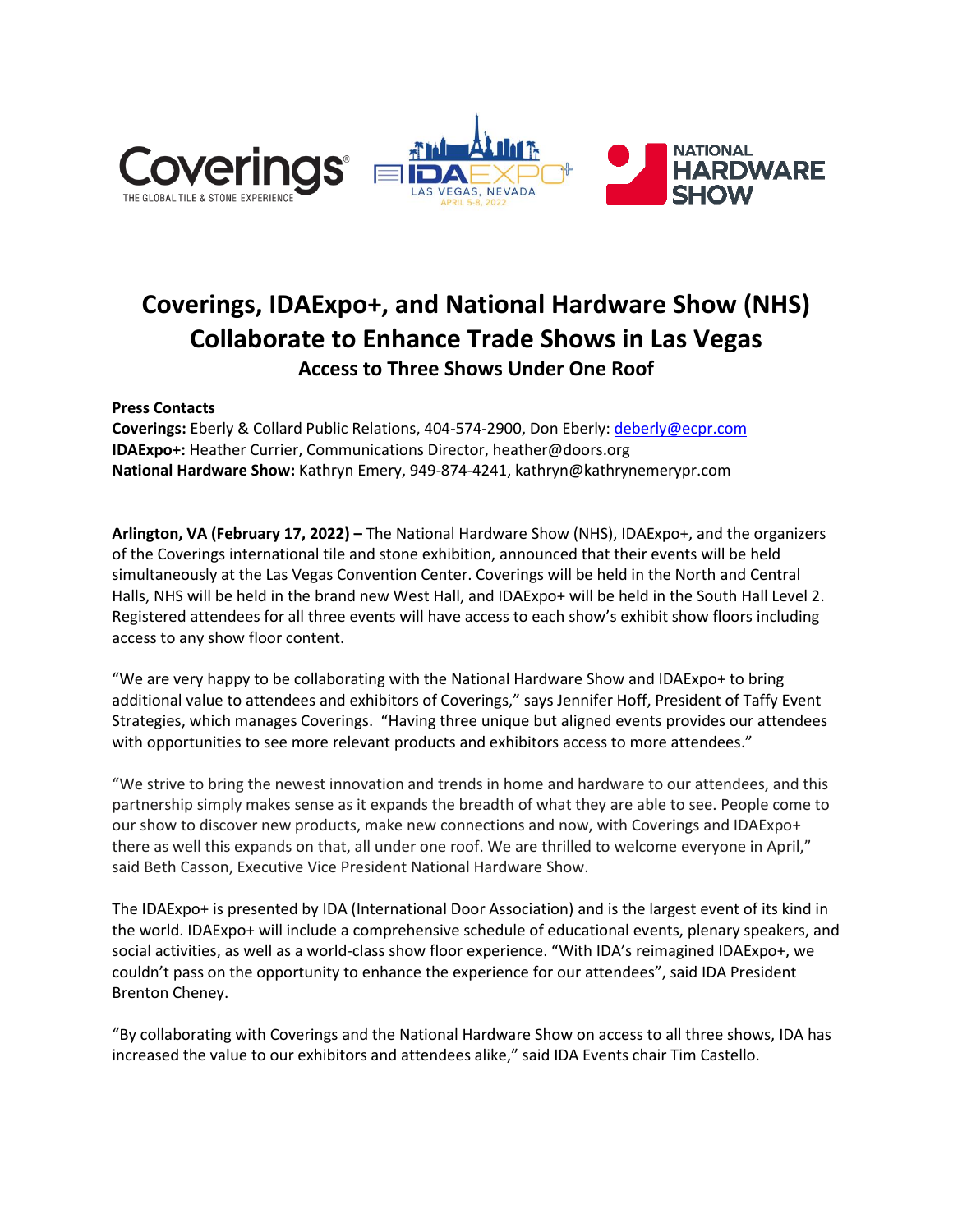# Coverings, IDAExpo+, and National Hardware Show (NHS) Collaborate to Enhance Trade Shows in Las Vegas

### Access to Three Shows Under One Roof

**Press Contacts**
**Coverings:** Eberly & Collard Public Relations, 404-574-2900, Don Eberly: deberly@ecpr.com
**IDAExpo+:** Heather Currier, Communications Director, heather@doors.org
**National Hardware Show:** Kathryn Emery, 949-874-4241, kathryn@kathrynemerypr.com

**Arlington, VA (February 17, 2022) –** The National Hardware Show (NHS), IDAExpo+, and the organizers of the Coverings international tile and stone exhibition, announced that their events will be held simultaneously at the Las Vegas Convention Center. Coverings will be held in the North and Central Halls, NHS will be held in the brand new West Hall, and IDAExpo+ will be held in the South Hall Level 2. Registered attendees for all three events will have access to each show's exhibit show floors including access to any show floor content.

"We are very happy to be collaborating with the National Hardware Show and IDAExpo+ to bring additional value to attendees and exhibitors of Coverings," says Jennifer Hoff, President of Taffy Event Strategies, which manages Coverings. "Having three unique but aligned events provides our attendees with opportunities to see more relevant products and exhibitors access to more attendees."

"We strive to bring the newest innovation and trends in home and hardware to our attendees, and this partnership simply makes sense as it expands the breadth of what they are able to see. People come to our show to discover new products, make new connections and now, with Coverings and IDAExpo+ there as well this expands on that, all under one roof. We are thrilled to welcome everyone in April," said Beth Casson, Executive Vice President National Hardware Show.

The IDAExpo+ is presented by IDA (International Door Association) and is the largest event of its kind in the world. IDAExpo+ will include a comprehensive schedule of educational events, plenary speakers, and social activities, as well as a world-class show floor experience. "With IDA's reimagined IDAExpo+, we couldn't pass on the opportunity to enhance the experience for our attendees", said IDA President Brenton Cheney.

"By collaborating with Coverings and the National Hardware Show on access to all three shows, IDA has increased the value to our exhibitors and attendees alike," said IDA Events chair Tim Castello.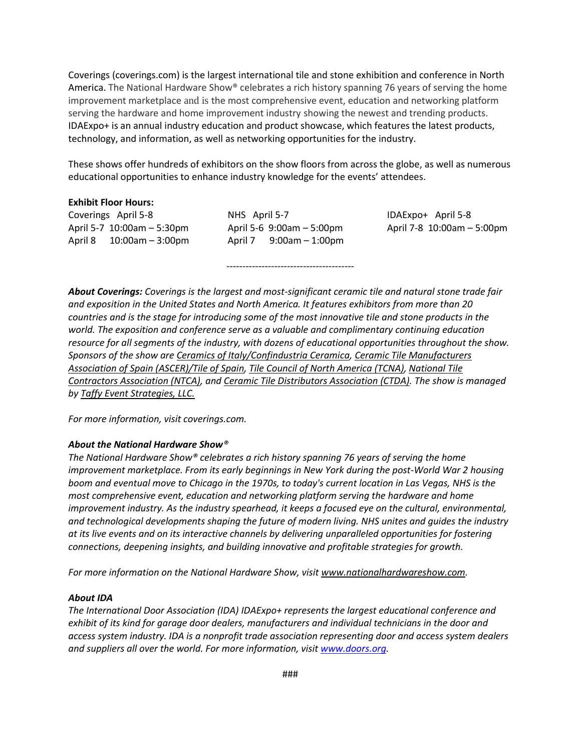Coverings (coverings.com) is the largest international tile and stone exhibition and conference in North America. The National Hardware Show® celebrates a rich history spanning 76 years of serving the home improvement marketplace and is the most comprehensive event, education and networking platform serving the hardware and home improvement industry showing the newest and trending products. IDAExpo+ is an annual industry education and product showcase, which features the latest products, technology, and information, as well as networking opportunities for the industry.

These shows offer hundreds of exhibitors on the show floors from across the globe, as well as numerous educational opportunities to enhance industry knowledge for the events' attendees.

**Exhibit Floor Hours:**

| Coverings April 5-8 | NHS April 5-7 | IDAExpo+ April 5-8 |
| --- | --- | --- |
| April 5-7 10:00am – 5:30pm | April 5-6 9:00am – 5:00pm | April 7-8 10:00am – 5:00pm |
| April 8 10:00am – 3:00pm | April 7 9:00am – 1:00pm | |

----------------------------------------

***About Coverings:*** *Coverings is the largest and most-significant ceramic tile and natural stone trade fair and exposition in the United States and North America. It features exhibitors from more than 20 countries and is the stage for introducing some of the most innovative tile and stone products in the world. The exposition and conference serve as a valuable and complimentary continuing education resource for all segments of the industry, with dozens of educational opportunities throughout the show. Sponsors of the show are Ceramics of Italy/Confindustria Ceramica, Ceramic Tile Manufacturers Association of Spain (ASCER)/Tile of Spain, Tile Council of North America (TCNA), National Tile Contractors Association (NTCA), and Ceramic Tile Distributors Association (CTDA). The show is managed by Taffy Event Strategies, LLC.*

*For more information, visit coverings.com.*

***About the National Hardware Show®***

*The National Hardware Show® celebrates a rich history spanning 76 years of serving the home improvement marketplace. From its early beginnings in New York during the post-World War 2 housing boom and eventual move to Chicago in the 1970s, to today's current location in Las Vegas, NHS is the most comprehensive event, education and networking platform serving the hardware and home improvement industry. As the industry spearhead, it keeps a focused eye on the cultural, environmental, and technological developments shaping the future of modern living. NHS unites and guides the industry at its live events and on its interactive channels by delivering unparalleled opportunities for fostering connections, deepening insights, and building innovative and profitable strategies for growth.*

*For more information on the National Hardware Show, visit www.nationalhardwareshow.com.*

***About IDA***

*The International Door Association (IDA) IDAExpo+ represents the largest educational conference and exhibit of its kind for garage door dealers, manufacturers and individual technicians in the door and access system industry. IDA is a nonprofit trade association representing door and access system dealers and suppliers all over the world. For more information, visit www.doors.org.*

###